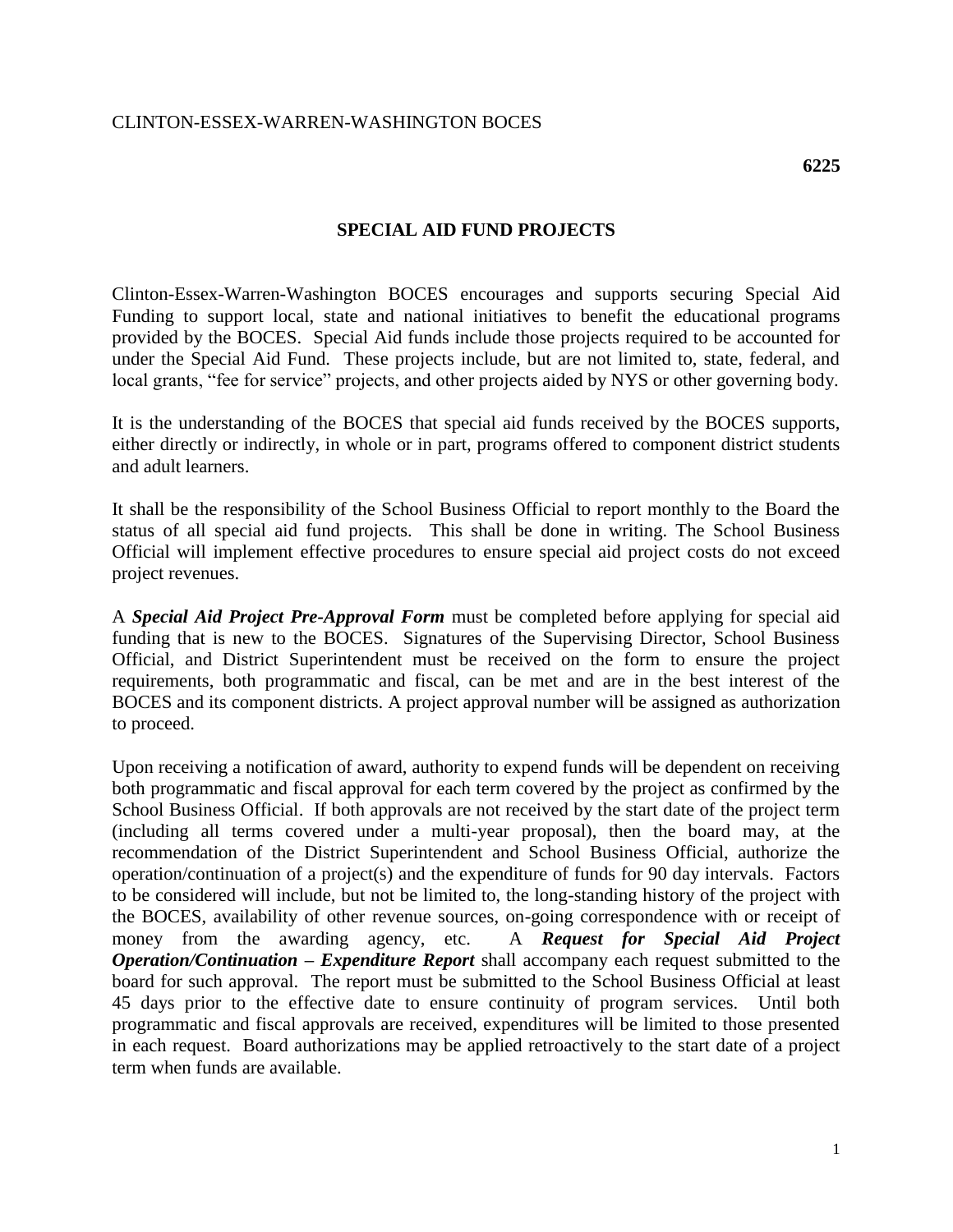CLINTON-ESSEX-WARREN-WASHINGTON BOCES

**6225**

## SPECIAL AID FUND PROJECTS

Clinton-Essex-Warren-Washington BOCES encourages and supports securing Special Aid Funding to support local, state and national initiatives to benefit the educational programs provided by the BOCES. Special Aid funds include those projects required to be accounted for under the Special Aid Fund. These projects include, but are not limited to, state, federal, and local grants, "fee for service" projects, and other projects aided by NYS or other governing body.

It is the understanding of the BOCES that special aid funds received by the BOCES supports, either directly or indirectly, in whole or in part, programs offered to component district students and adult learners.

It shall be the responsibility of the School Business Official to report monthly to the Board the status of all special aid fund projects. This shall be done in writing. The School Business Official will implement effective procedures to ensure special aid project costs do not exceed project revenues.

A ***Special Aid Project Pre-Approval Form*** must be completed before applying for special aid funding that is new to the BOCES. Signatures of the Supervising Director, School Business Official, and District Superintendent must be received on the form to ensure the project requirements, both programmatic and fiscal, can be met and are in the best interest of the BOCES and its component districts. A project approval number will be assigned as authorization to proceed.

Upon receiving a notification of award, authority to expend funds will be dependent on receiving both programmatic and fiscal approval for each term covered by the project as confirmed by the School Business Official. If both approvals are not received by the start date of the project term (including all terms covered under a multi-year proposal), then the board may, at the recommendation of the District Superintendent and School Business Official, authorize the operation/continuation of a project(s) and the expenditure of funds for 90 day intervals. Factors to be considered will include, but not be limited to, the long-standing history of the project with the BOCES, availability of other revenue sources, on-going correspondence with or receipt of money from the awarding agency, etc. A ***Request for Special Aid Project Operation/Continuation – Expenditure Report*** shall accompany each request submitted to the board for such approval. The report must be submitted to the School Business Official at least 45 days prior to the effective date to ensure continuity of program services. Until both programmatic and fiscal approvals are received, expenditures will be limited to those presented in each request. Board authorizations may be applied retroactively to the start date of a project term when funds are available.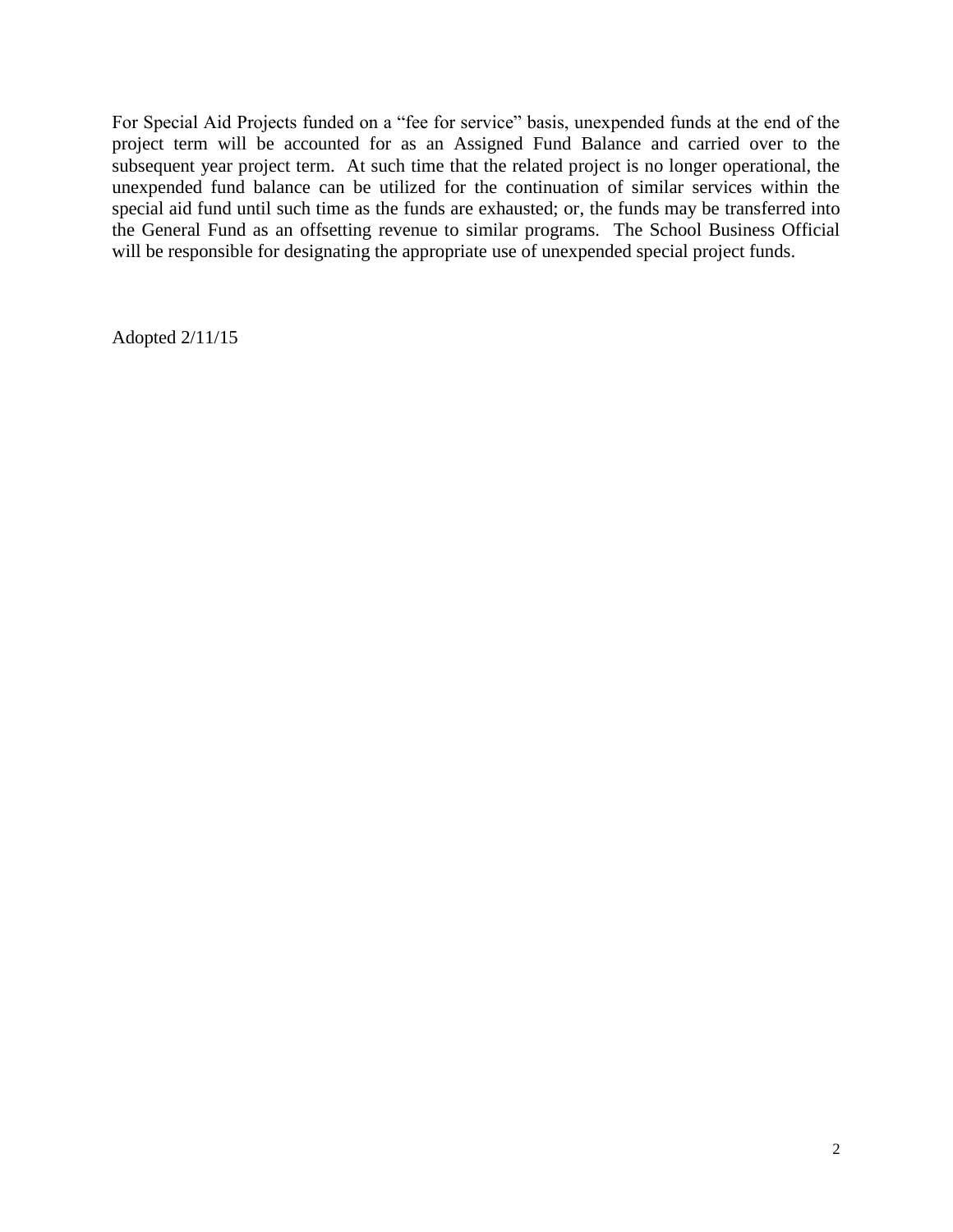For Special Aid Projects funded on a "fee for service" basis, unexpended funds at the end of the project term will be accounted for as an Assigned Fund Balance and carried over to the subsequent year project term. At such time that the related project is no longer operational, the unexpended fund balance can be utilized for the continuation of similar services within the special aid fund until such time as the funds are exhausted; or, the funds may be transferred into the General Fund as an offsetting revenue to similar programs. The School Business Official will be responsible for designating the appropriate use of unexpended special project funds.

Adopted 2/11/15